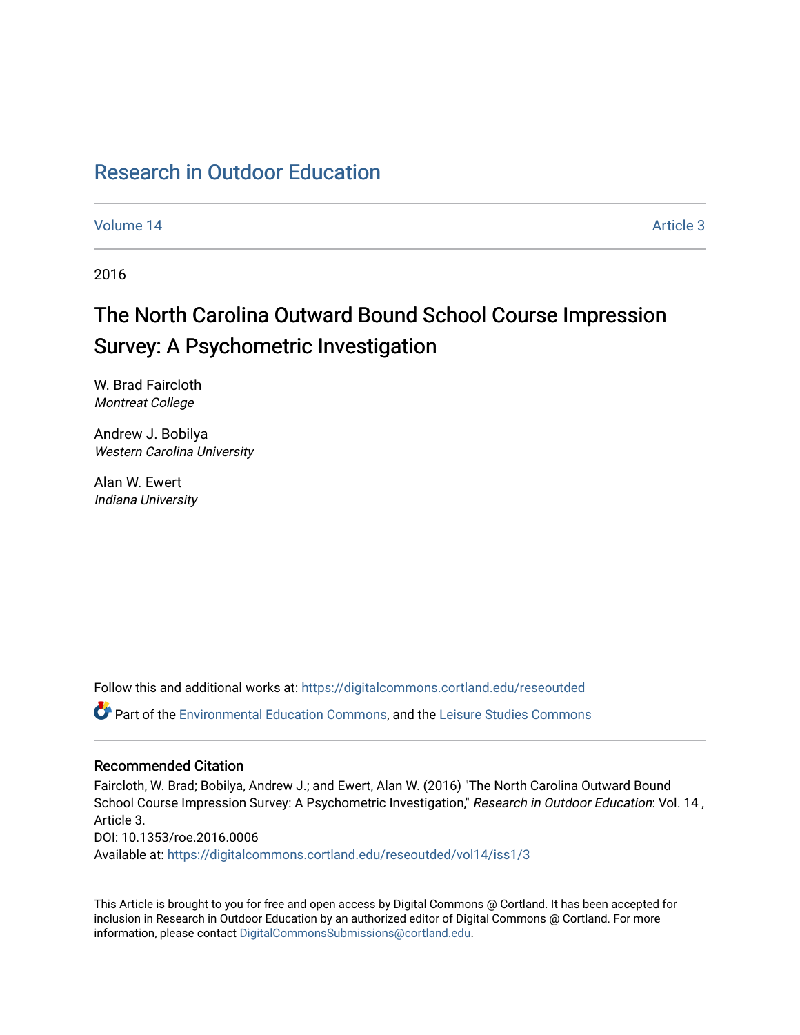# Research in Outdoor Education

Volume 14 Article 3

2016

## The North Carolina Outward Bound School Course Impression Survey: A Psychometric Investigation

W. Brad Faircloth
*Montreat College*

Andrew J. Bobilya
*Western Carolina University*

Alan W. Ewert
*Indiana University*

Follow this and additional works at: https://digitalcommons.cortland.edu/reseoutded

Part of the Environmental Education Commons, and the Leisure Studies Commons

### Recommended Citation

Faircloth, W. Brad; Bobilya, Andrew J.; and Ewert, Alan W. (2016) "The North Carolina Outward Bound School Course Impression Survey: A Psychometric Investigation," *Research in Outdoor Education*: Vol. 14 , Article 3.
DOI: 10.1353/roe.2016.0006
Available at: https://digitalcommons.cortland.edu/reseoutded/vol14/iss1/3

This Article is brought to you for free and open access by Digital Commons @ Cortland. It has been accepted for inclusion in Research in Outdoor Education by an authorized editor of Digital Commons @ Cortland. For more information, please contact DigitalCommonsSubmissions@cortland.edu.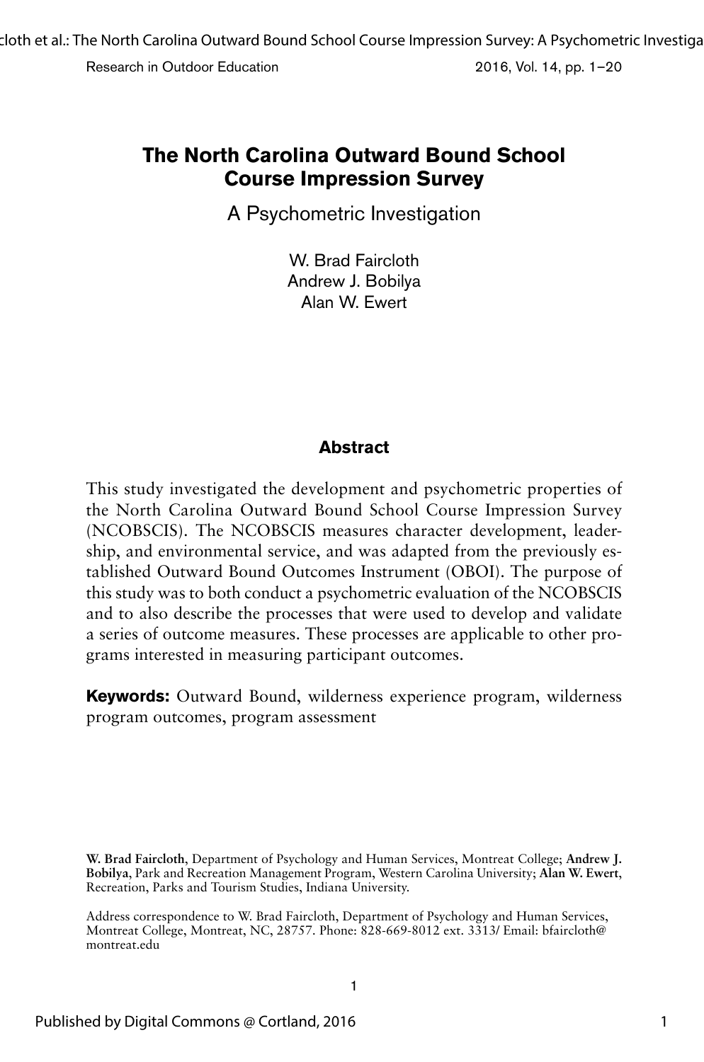# The North Carolina Outward Bound School Course Impression Survey

A Psychometric Investigation

W. Brad Faircloth
Andrew J. Bobilya
Alan W. Ewert

## Abstract

This study investigated the development and psychometric properties of the North Carolina Outward Bound School Course Impression Survey (NCOBSCIS). The NCOBSCIS measures character development, leadership, and environmental service, and was adapted from the previously established Outward Bound Outcomes Instrument (OBOI). The purpose of this study was to both conduct a psychometric evaluation of the NCOBSCIS and to also describe the processes that were used to develop and validate a series of outcome measures. These processes are applicable to other programs interested in measuring participant outcomes.

**Keywords:** Outward Bound, wilderness experience program, wilderness program outcomes, program assessment

**W. Brad Faircloth**, Department of Psychology and Human Services, Montreat College; **Andrew J. Bobilya**, Park and Recreation Management Program, Western Carolina University; **Alan W. Ewert**, Recreation, Parks and Tourism Studies, Indiana University.

Address correspondence to W. Brad Faircloth, Department of Psychology and Human Services, Montreat College, Montreat, NC, 28757. Phone: 828-669-8012 ext. 3313/ Email: bfaircloth@montreat.edu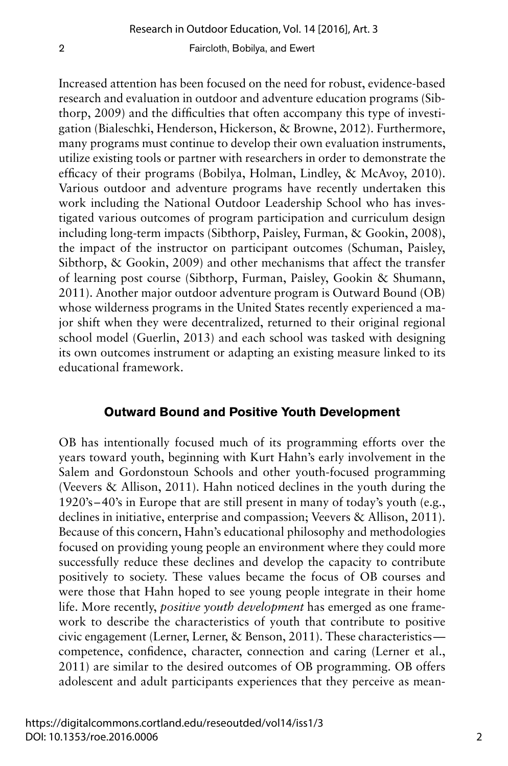Increased attention has been focused on the need for robust, evidence-based research and evaluation in outdoor and adventure education programs (Sibthorp, 2009) and the difficulties that often accompany this type of investigation (Bialeschki, Henderson, Hickerson, & Browne, 2012). Furthermore, many programs must continue to develop their own evaluation instruments, utilize existing tools or partner with researchers in order to demonstrate the efficacy of their programs (Bobilya, Holman, Lindley, & McAvoy, 2010). Various outdoor and adventure programs have recently undertaken this work including the National Outdoor Leadership School who has investigated various outcomes of program participation and curriculum design including long-term impacts (Sibthorp, Paisley, Furman, & Gookin, 2008), the impact of the instructor on participant outcomes (Schuman, Paisley, Sibthorp, & Gookin, 2009) and other mechanisms that affect the transfer of learning post course (Sibthorp, Furman, Paisley, Gookin & Shumann, 2011). Another major outdoor adventure program is Outward Bound (OB) whose wilderness programs in the United States recently experienced a major shift when they were decentralized, returned to their original regional school model (Guerlin, 2013) and each school was tasked with designing its own outcomes instrument or adapting an existing measure linked to its educational framework.

## Outward Bound and Positive Youth Development

OB has intentionally focused much of its programming efforts over the years toward youth, beginning with Kurt Hahn's early involvement in the Salem and Gordonstoun Schools and other youth-focused programming (Veevers & Allison, 2011). Hahn noticed declines in the youth during the 1920's–40's in Europe that are still present in many of today's youth (e.g., declines in initiative, enterprise and compassion; Veevers & Allison, 2011). Because of this concern, Hahn's educational philosophy and methodologies focused on providing young people an environment where they could more successfully reduce these declines and develop the capacity to contribute positively to society. These values became the focus of OB courses and were those that Hahn hoped to see young people integrate in their home life. More recently, *positive youth development* has emerged as one framework to describe the characteristics of youth that contribute to positive civic engagement (Lerner, Lerner, & Benson, 2011). These characteristics—competence, confidence, character, connection and caring (Lerner et al., 2011) are similar to the desired outcomes of OB programming. OB offers adolescent and adult participants experiences that they perceive as mean-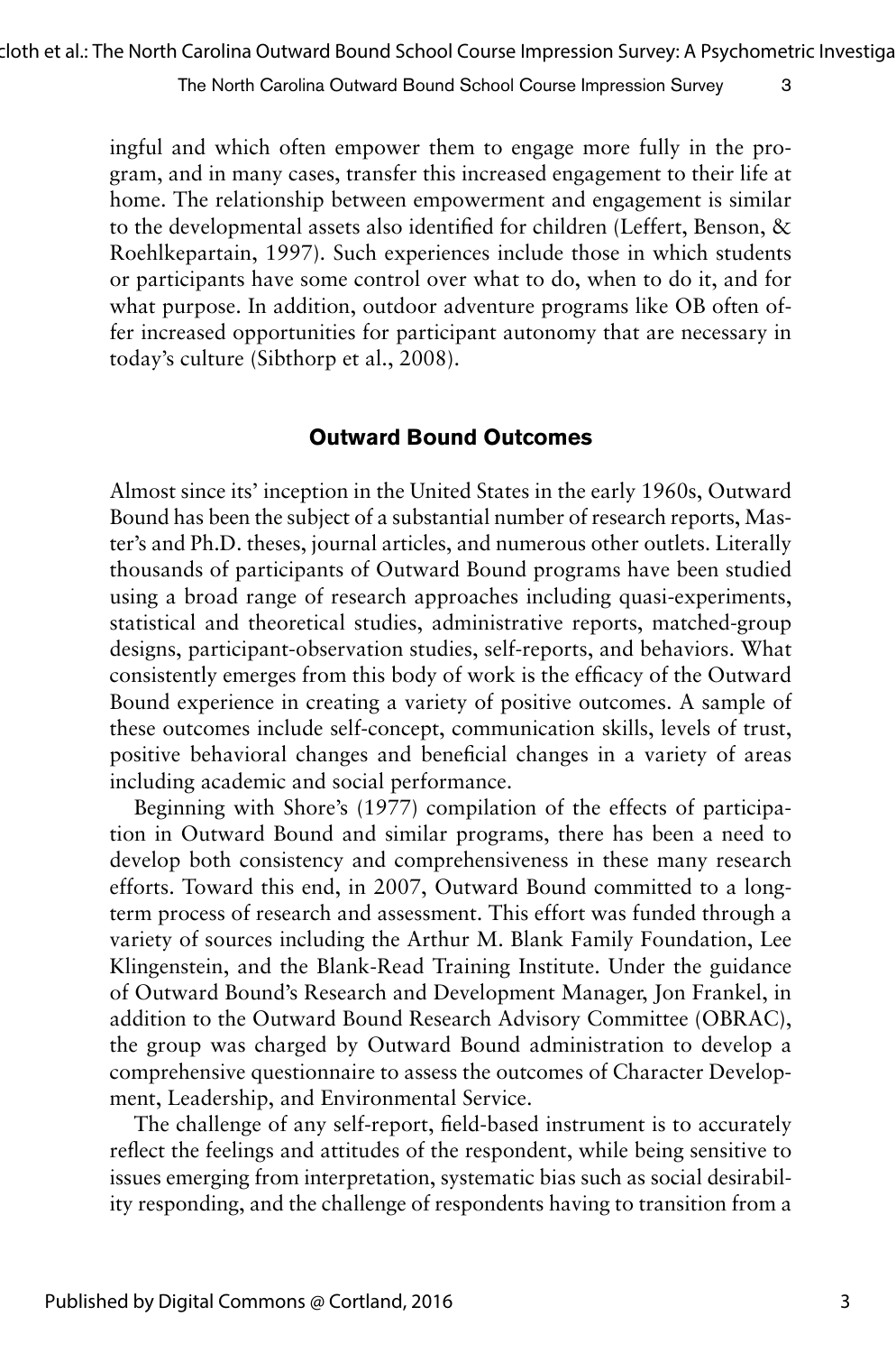ingful and which often empower them to engage more fully in the program, and in many cases, transfer this increased engagement to their life at home. The relationship between empowerment and engagement is similar to the developmental assets also identified for children (Leffert, Benson, & Roehlkepartain, 1997). Such experiences include those in which students or participants have some control over what to do, when to do it, and for what purpose. In addition, outdoor adventure programs like OB often offer increased opportunities for participant autonomy that are necessary in today's culture (Sibthorp et al., 2008).

## Outward Bound Outcomes

Almost since its' inception in the United States in the early 1960s, Outward Bound has been the subject of a substantial number of research reports, Master's and Ph.D. theses, journal articles, and numerous other outlets. Literally thousands of participants of Outward Bound programs have been studied using a broad range of research approaches including quasi-experiments, statistical and theoretical studies, administrative reports, matched-group designs, participant-observation studies, self-reports, and behaviors. What consistently emerges from this body of work is the efficacy of the Outward Bound experience in creating a variety of positive outcomes. A sample of these outcomes include self-concept, communication skills, levels of trust, positive behavioral changes and beneficial changes in a variety of areas including academic and social performance.

Beginning with Shore's (1977) compilation of the effects of participation in Outward Bound and similar programs, there has been a need to develop both consistency and comprehensiveness in these many research efforts. Toward this end, in 2007, Outward Bound committed to a long-term process of research and assessment. This effort was funded through a variety of sources including the Arthur M. Blank Family Foundation, Lee Klingenstein, and the Blank-Read Training Institute. Under the guidance of Outward Bound's Research and Development Manager, Jon Frankel, in addition to the Outward Bound Research Advisory Committee (OBRAC), the group was charged by Outward Bound administration to develop a comprehensive questionnaire to assess the outcomes of Character Development, Leadership, and Environmental Service.

The challenge of any self-report, field-based instrument is to accurately reflect the feelings and attitudes of the respondent, while being sensitive to issues emerging from interpretation, systematic bias such as social desirability responding, and the challenge of respondents having to transition from a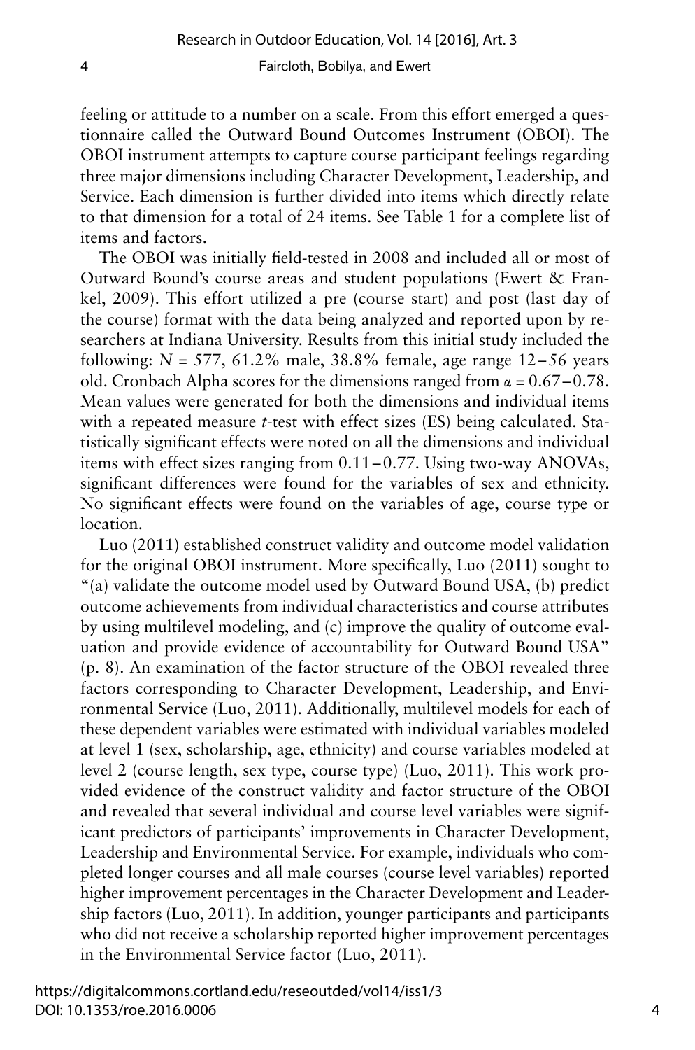feeling or attitude to a number on a scale. From this effort emerged a questionnaire called the Outward Bound Outcomes Instrument (OBOI). The OBOI instrument attempts to capture course participant feelings regarding three major dimensions including Character Development, Leadership, and Service. Each dimension is further divided into items which directly relate to that dimension for a total of 24 items. See Table 1 for a complete list of items and factors.

The OBOI was initially field-tested in 2008 and included all or most of Outward Bound's course areas and student populations (Ewert & Frankel, 2009). This effort utilized a pre (course start) and post (last day of the course) format with the data being analyzed and reported upon by researchers at Indiana University. Results from this initial study included the following: $N = 577$, 61.2% male, 38.8% female, age range 12–56 years old. Cronbach Alpha scores for the dimensions ranged from $\alpha = 0.67 - 0.78$. Mean values were generated for both the dimensions and individual items with a repeated measure *t*-test with effect sizes (ES) being calculated. Statistically significant effects were noted on all the dimensions and individual items with effect sizes ranging from 0.11–0.77. Using two-way ANOVAs, significant differences were found for the variables of sex and ethnicity. No significant effects were found on the variables of age, course type or location.

Luo (2011) established construct validity and outcome model validation for the original OBOI instrument. More specifically, Luo (2011) sought to "(a) validate the outcome model used by Outward Bound USA, (b) predict outcome achievements from individual characteristics and course attributes by using multilevel modeling, and (c) improve the quality of outcome evaluation and provide evidence of accountability for Outward Bound USA" (p. 8). An examination of the factor structure of the OBOI revealed three factors corresponding to Character Development, Leadership, and Environmental Service (Luo, 2011). Additionally, multilevel models for each of these dependent variables were estimated with individual variables modeled at level 1 (sex, scholarship, age, ethnicity) and course variables modeled at level 2 (course length, sex type, course type) (Luo, 2011). This work provided evidence of the construct validity and factor structure of the OBOI and revealed that several individual and course level variables were significant predictors of participants' improvements in Character Development, Leadership and Environmental Service. For example, individuals who completed longer courses and all male courses (course level variables) reported higher improvement percentages in the Character Development and Leadership factors (Luo, 2011). In addition, younger participants and participants who did not receive a scholarship reported higher improvement percentages in the Environmental Service factor (Luo, 2011).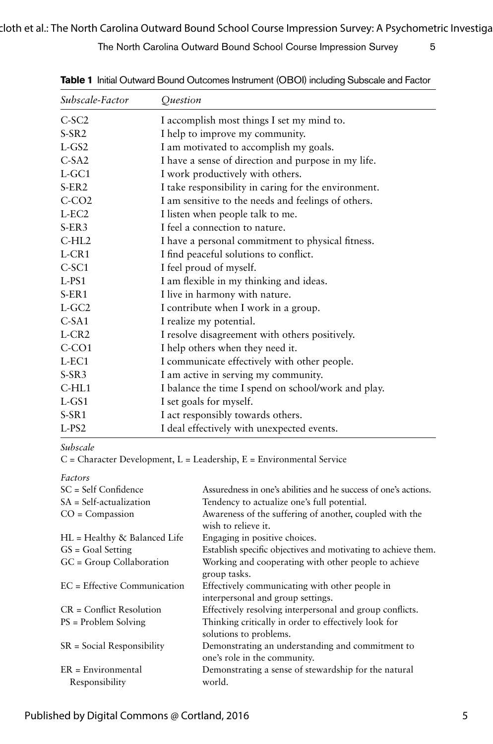**Table 1** Initial Outward Bound Outcomes Instrument (OBOI) including Subscale and Factor

| *Subscale-Factor* | *Question* |
|---|---|
| C-SC2 | I accomplish most things I set my mind to. |
| S-SR2 | I help to improve my community. |
| L-GS2 | I am motivated to accomplish my goals. |
| C-SA2 | I have a sense of direction and purpose in my life. |
| L-GC1 | I work productively with others. |
| S-ER2 | I take responsibility in caring for the environment. |
| C-CO2 | I am sensitive to the needs and feelings of others. |
| L-EC2 | I listen when people talk to me. |
| S-ER3 | I feel a connection to nature. |
| C-HL2 | I have a personal commitment to physical fitness. |
| L-CR1 | I find peaceful solutions to conflict. |
| C-SC1 | I feel proud of myself. |
| L-PS1 | I am flexible in my thinking and ideas. |
| S-ER1 | I live in harmony with nature. |
| L-GC2 | I contribute when I work in a group. |
| C-SA1 | I realize my potential. |
| L-CR2 | I resolve disagreement with others positively. |
| C-CO1 | I help others when they need it. |
| L-EC1 | I communicate effectively with other people. |
| S-SR3 | I am active in serving my community. |
| C-HL1 | I balance the time I spend on school/work and play. |
| L-GS1 | I set goals for myself. |
| S-SR1 | I act responsibly towards others. |
| L-PS2 | I deal effectively with unexpected events. |

*Subscale*

C = Character Development, L = Leadership, E = Environmental Service

*Factors*

| | |
|---|---|
| SC = Self Confidence | Assuredness in one's abilities and he success of one's actions. |
| SA = Self-actualization | Tendency to actualize one's full potential. |
| CO = Compassion | Awareness of the suffering of another, coupled with the wish to relieve it. |
| HL = Healthy & Balanced Life | Engaging in positive choices. |
| GS = Goal Setting | Establish specific objectives and motivating to achieve them. |
| GC = Group Collaboration | Working and cooperating with other people to achieve group tasks. |
| EC = Effective Communication | Effectively communicating with other people in interpersonal and group settings. |
| CR = Conflict Resolution | Effectively resolving interpersonal and group conflicts. |
| PS = Problem Solving | Thinking critically in order to effectively look for solutions to problems. |
| SR = Social Responsibility | Demonstrating an understanding and commitment to one's role in the community. |
| ER = Environmental Responsibility | Demonstrating a sense of stewardship for the natural world. |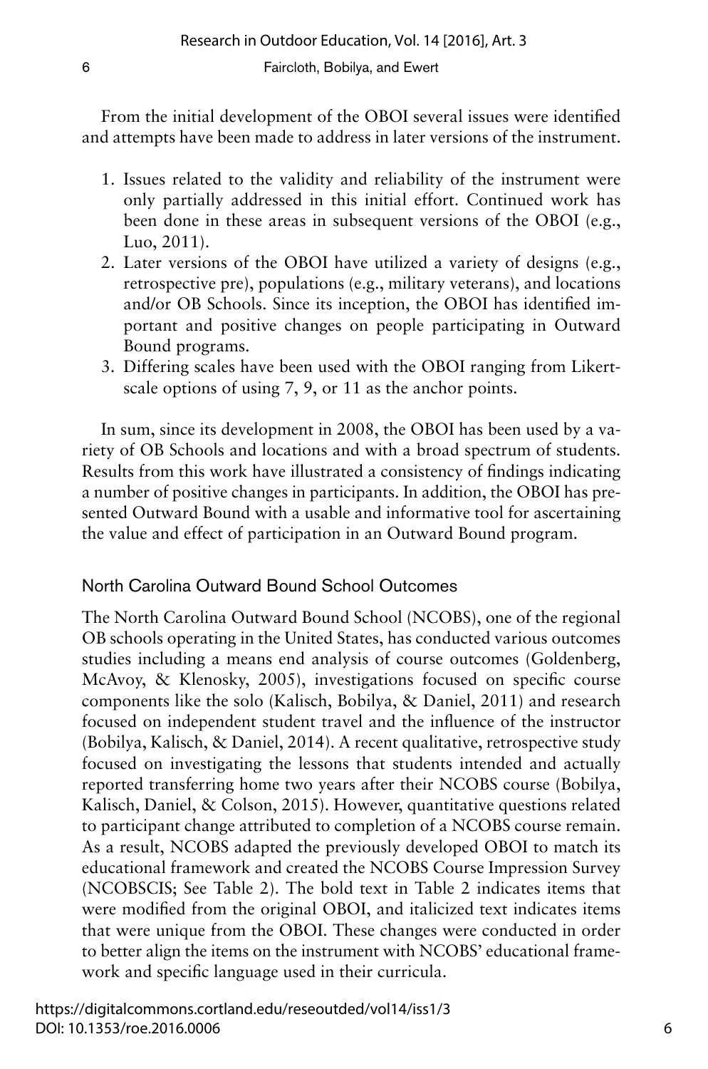From the initial development of the OBOI several issues were identified and attempts have been made to address in later versions of the instrument.

1. Issues related to the validity and reliability of the instrument were only partially addressed in this initial effort. Continued work has been done in these areas in subsequent versions of the OBOI (e.g., Luo, 2011).
2. Later versions of the OBOI have utilized a variety of designs (e.g., retrospective pre), populations (e.g., military veterans), and locations and/or OB Schools. Since its inception, the OBOI has identified important and positive changes on people participating in Outward Bound programs.
3. Differing scales have been used with the OBOI ranging from Likert-scale options of using 7, 9, or 11 as the anchor points.

In sum, since its development in 2008, the OBOI has been used by a variety of OB Schools and locations and with a broad spectrum of students. Results from this work have illustrated a consistency of findings indicating a number of positive changes in participants. In addition, the OBOI has presented Outward Bound with a usable and informative tool for ascertaining the value and effect of participation in an Outward Bound program.

### North Carolina Outward Bound School Outcomes

The North Carolina Outward Bound School (NCOBS), one of the regional OB schools operating in the United States, has conducted various outcomes studies including a means end analysis of course outcomes (Goldenberg, McAvoy, & Klenosky, 2005), investigations focused on specific course components like the solo (Kalisch, Bobilya, & Daniel, 2011) and research focused on independent student travel and the influence of the instructor (Bobilya, Kalisch, & Daniel, 2014). A recent qualitative, retrospective study focused on investigating the lessons that students intended and actually reported transferring home two years after their NCOBS course (Bobilya, Kalisch, Daniel, & Colson, 2015). However, quantitative questions related to participant change attributed to completion of a NCOBS course remain. As a result, NCOBS adapted the previously developed OBOI to match its educational framework and created the NCOBS Course Impression Survey (NCOBSCIS; See Table 2). The bold text in Table 2 indicates items that were modified from the original OBOI, and italicized text indicates items that were unique from the OBOI. These changes were conducted in order to better align the items on the instrument with NCOBS' educational framework and specific language used in their curricula.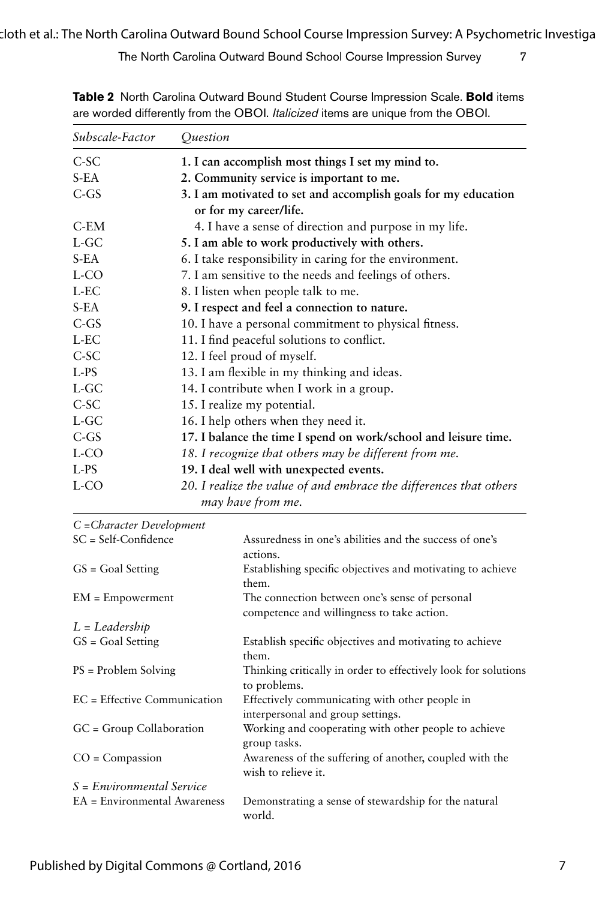**Table 2** North Carolina Outward Bound Student Course Impression Scale. **Bold** items are worded differently from the OBOI. *Italicized* items are unique from the OBOI.

| *Subscale-Factor* | *Question* |
|---|---|
| C-SC | **1. I can accomplish most things I set my mind to.** |
| S-EA | **2. Community service is important to me.** |
| C-GS | **3. I am motivated to set and accomplish goals for my education or for my career/life.** |
| C-EM | 4. I have a sense of direction and purpose in my life. |
| L-GC | **5. I am able to work productively with others.** |
| S-EA | 6. I take responsibility in caring for the environment. |
| L-CO | 7. I am sensitive to the needs and feelings of others. |
| L-EC | 8. I listen when people talk to me. |
| S-EA | **9. I respect and feel a connection to nature.** |
| C-GS | 10. I have a personal commitment to physical fitness. |
| L-EC | 11. I find peaceful solutions to conflict. |
| C-SC | 12. I feel proud of myself. |
| L-PS | 13. I am flexible in my thinking and ideas. |
| L-GC | 14. I contribute when I work in a group. |
| C-SC | 15. I realize my potential. |
| L-GC | 16. I help others when they need it. |
| C-GS | **17. I balance the time I spend on work/school and leisure time.** |
| L-CO | *18. I recognize that others may be different from me.* |
| L-PS | **19. I deal well with unexpected events.** |
| L-CO | *20. I realize the value of and embrace the differences that others may have from me.* |

| | |
|---|---|
| *C =Character Development* | |
| SC = Self-Confidence | Assuredness in one's abilities and the success of one's actions. |
| GS = Goal Setting | Establishing specific objectives and motivating to achieve them. |
| EM = Empowerment | The connection between one's sense of personal competence and willingness to take action. |
| *L = Leadership* | |
| GS = Goal Setting | Establish specific objectives and motivating to achieve them. |
| PS = Problem Solving | Thinking critically in order to effectively look for solutions to problems. |
| EC = Effective Communication | Effectively communicating with other people in interpersonal and group settings. |
| GC = Group Collaboration | Working and cooperating with other people to achieve group tasks. |
| CO = Compassion | Awareness of the suffering of another, coupled with the wish to relieve it. |
| *S = Environmental Service* | |
| EA = Environmental Awareness | Demonstrating a sense of stewardship for the natural world. |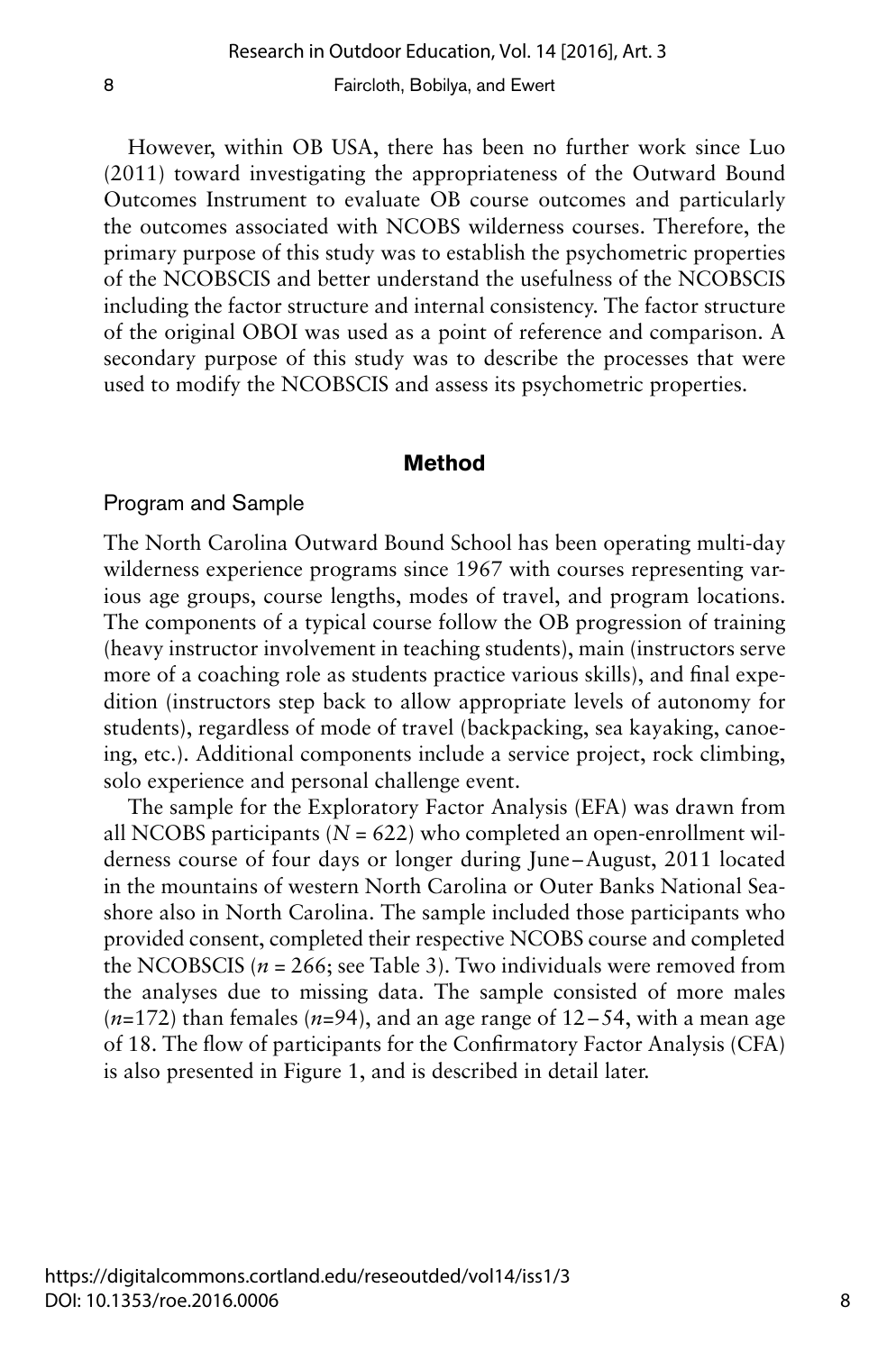However, within OB USA, there has been no further work since Luo (2011) toward investigating the appropriateness of the Outward Bound Outcomes Instrument to evaluate OB course outcomes and particularly the outcomes associated with NCOBS wilderness courses. Therefore, the primary purpose of this study was to establish the psychometric properties of the NCOBSCIS and better understand the usefulness of the NCOBSCIS including the factor structure and internal consistency. The factor structure of the original OBOI was used as a point of reference and comparison. A secondary purpose of this study was to describe the processes that were used to modify the NCOBSCIS and assess its psychometric properties.

## Method

### Program and Sample

The North Carolina Outward Bound School has been operating multi-day wilderness experience programs since 1967 with courses representing various age groups, course lengths, modes of travel, and program locations. The components of a typical course follow the OB progression of training (heavy instructor involvement in teaching students), main (instructors serve more of a coaching role as students practice various skills), and final expedition (instructors step back to allow appropriate levels of autonomy for students), regardless of mode of travel (backpacking, sea kayaking, canoeing, etc.). Additional components include a service project, rock climbing, solo experience and personal challenge event.

The sample for the Exploratory Factor Analysis (EFA) was drawn from all NCOBS participants ($N = 622$) who completed an open-enrollment wilderness course of four days or longer during June–August, 2011 located in the mountains of western North Carolina or Outer Banks National Seashore also in North Carolina. The sample included those participants who provided consent, completed their respective NCOBS course and completed the NCOBSCIS ($n = 266$; see Table 3). Two individuals were removed from the analyses due to missing data. The sample consisted of more males ($n$=172) than females ($n$=94), and an age range of 12–54, with a mean age of 18. The flow of participants for the Confirmatory Factor Analysis (CFA) is also presented in Figure 1, and is described in detail later.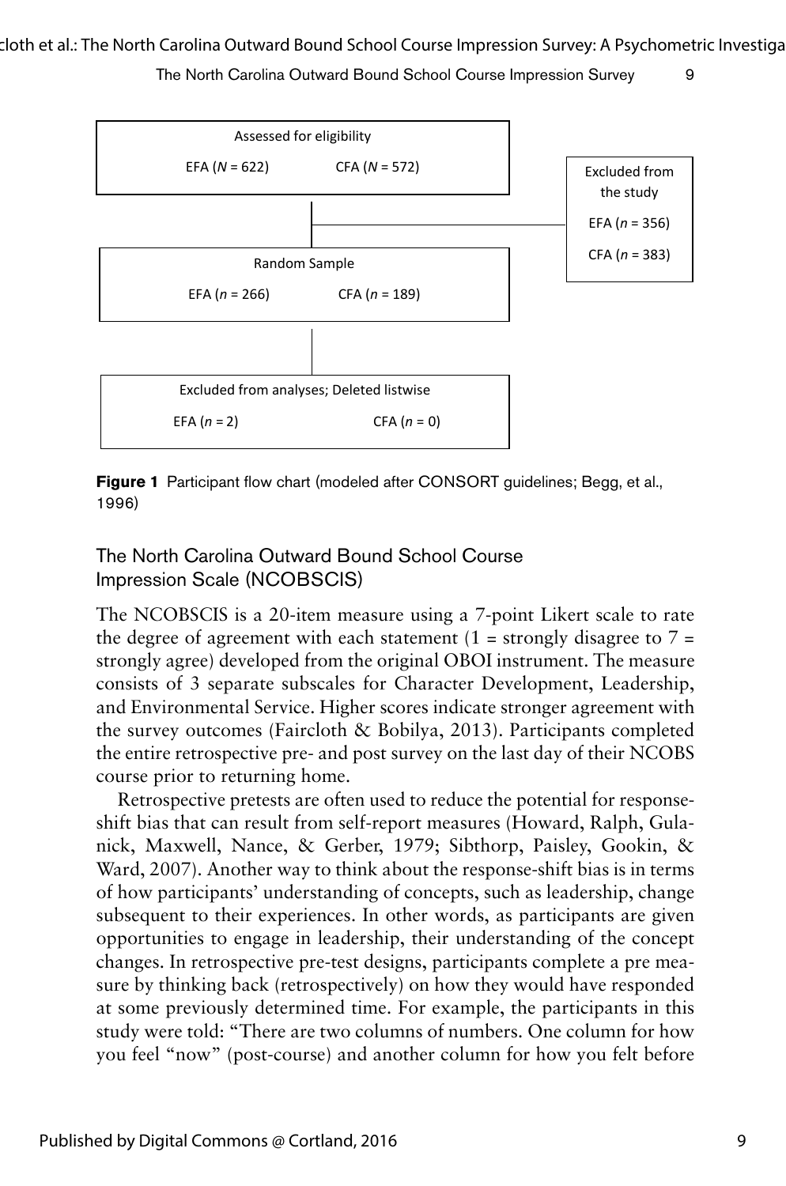| Assessed for eligibility | |
|---|---|
| EFA ($N$ = 622) | CFA ($N$ = 572) |

| Excluded from the study | |
|---|---|
| EFA ($n$ = 356) | CFA ($n$ = 383) |

| Random Sample | |
|---|---|
| EFA ($n$ = 266) | CFA ($n$ = 189) |

| Excluded from analyses; Deleted listwise | |
|---|---|
| EFA ($n$ = 2) | CFA ($n$ = 0) |

**Figure 1** Participant flow chart (modeled after CONSORT guidelines; Begg, et al., 1996)

## The North Carolina Outward Bound School Course Impression Scale (NCOBSCIS)

The NCOBSCIS is a 20-item measure using a 7-point Likert scale to rate the degree of agreement with each statement (1 = strongly disagree to 7 = strongly agree) developed from the original OBOI instrument. The measure consists of 3 separate subscales for Character Development, Leadership, and Environmental Service. Higher scores indicate stronger agreement with the survey outcomes (Faircloth & Bobilya, 2013). Participants completed the entire retrospective pre- and post survey on the last day of their NCOBS course prior to returning home.

Retrospective pretests are often used to reduce the potential for response-shift bias that can result from self-report measures (Howard, Ralph, Gulanick, Maxwell, Nance, & Gerber, 1979; Sibthorp, Paisley, Gookin, & Ward, 2007). Another way to think about the response-shift bias is in terms of how participants' understanding of concepts, such as leadership, change subsequent to their experiences. In other words, as participants are given opportunities to engage in leadership, their understanding of the concept changes. In retrospective pre-test designs, participants complete a pre measure by thinking back (retrospectively) on how they would have responded at some previously determined time. For example, the participants in this study were told: "There are two columns of numbers. One column for how you feel "now" (post-course) and another column for how you felt before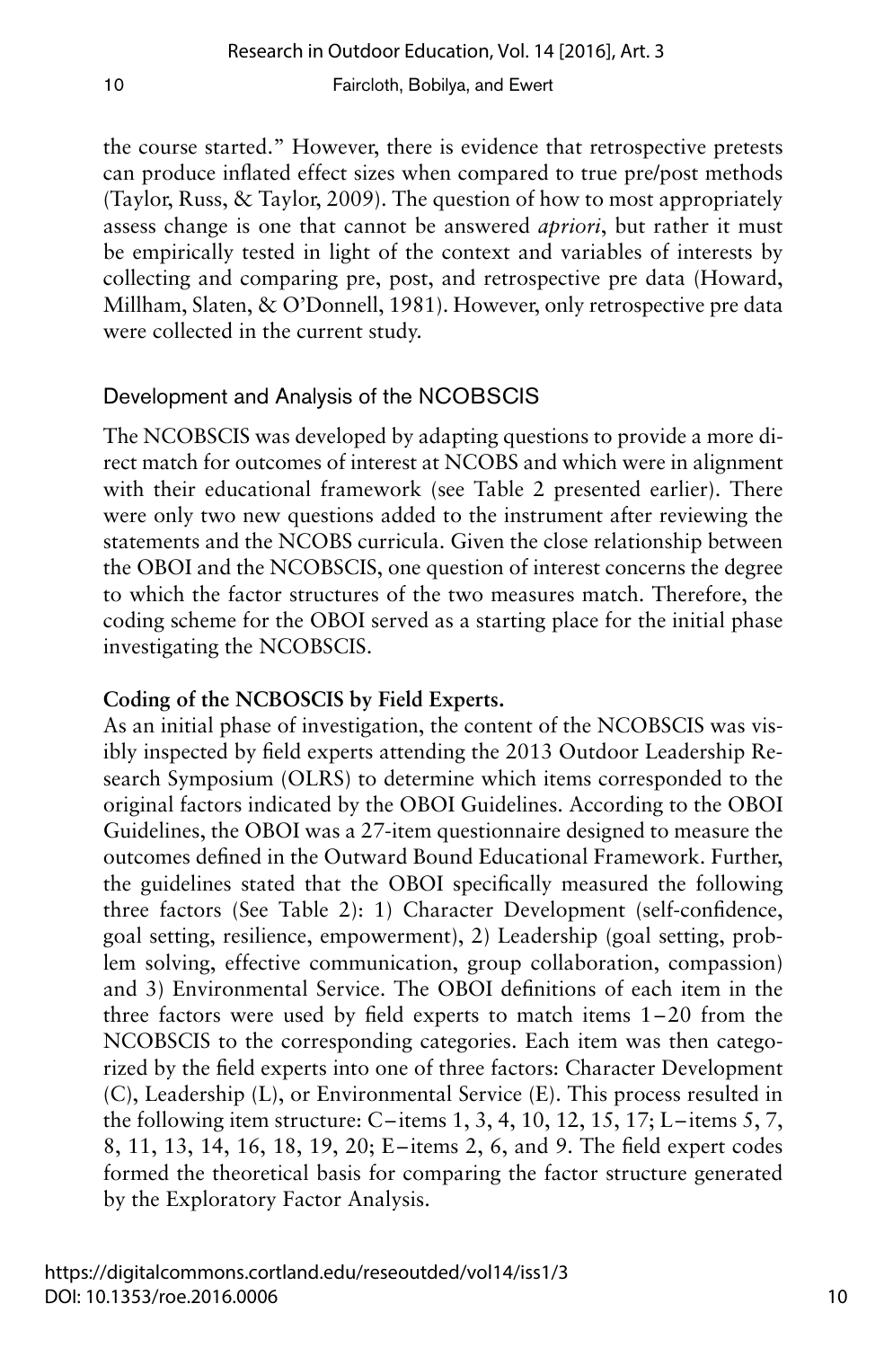the course started." However, there is evidence that retrospective pretests can produce inflated effect sizes when compared to true pre/post methods (Taylor, Russ, & Taylor, 2009). The question of how to most appropriately assess change is one that cannot be answered *apriori*, but rather it must be empirically tested in light of the context and variables of interests by collecting and comparing pre, post, and retrospective pre data (Howard, Millham, Slaten, & O'Donnell, 1981). However, only retrospective pre data were collected in the current study.

## Development and Analysis of the NCOBSCIS

The NCOBSCIS was developed by adapting questions to provide a more direct match for outcomes of interest at NCOBS and which were in alignment with their educational framework (see Table 2 presented earlier). There were only two new questions added to the instrument after reviewing the statements and the NCOBS curricula. Given the close relationship between the OBOI and the NCOBSCIS, one question of interest concerns the degree to which the factor structures of the two measures match. Therefore, the coding scheme for the OBOI served as a starting place for the initial phase investigating the NCOBSCIS.

### Coding of the NCBOSCIS by Field Experts.

As an initial phase of investigation, the content of the NCOBSCIS was visibly inspected by field experts attending the 2013 Outdoor Leadership Research Symposium (OLRS) to determine which items corresponded to the original factors indicated by the OBOI Guidelines. According to the OBOI Guidelines, the OBOI was a 27-item questionnaire designed to measure the outcomes defined in the Outward Bound Educational Framework. Further, the guidelines stated that the OBOI specifically measured the following three factors (See Table 2): 1) Character Development (self-confidence, goal setting, resilience, empowerment), 2) Leadership (goal setting, problem solving, effective communication, group collaboration, compassion) and 3) Environmental Service. The OBOI definitions of each item in the three factors were used by field experts to match items 1–20 from the NCOBSCIS to the corresponding categories. Each item was then categorized by the field experts into one of three factors: Character Development (C), Leadership (L), or Environmental Service (E). This process resulted in the following item structure: C–items 1, 3, 4, 10, 12, 15, 17; L–items 5, 7, 8, 11, 13, 14, 16, 18, 19, 20; E–items 2, 6, and 9. The field expert codes formed the theoretical basis for comparing the factor structure generated by the Exploratory Factor Analysis.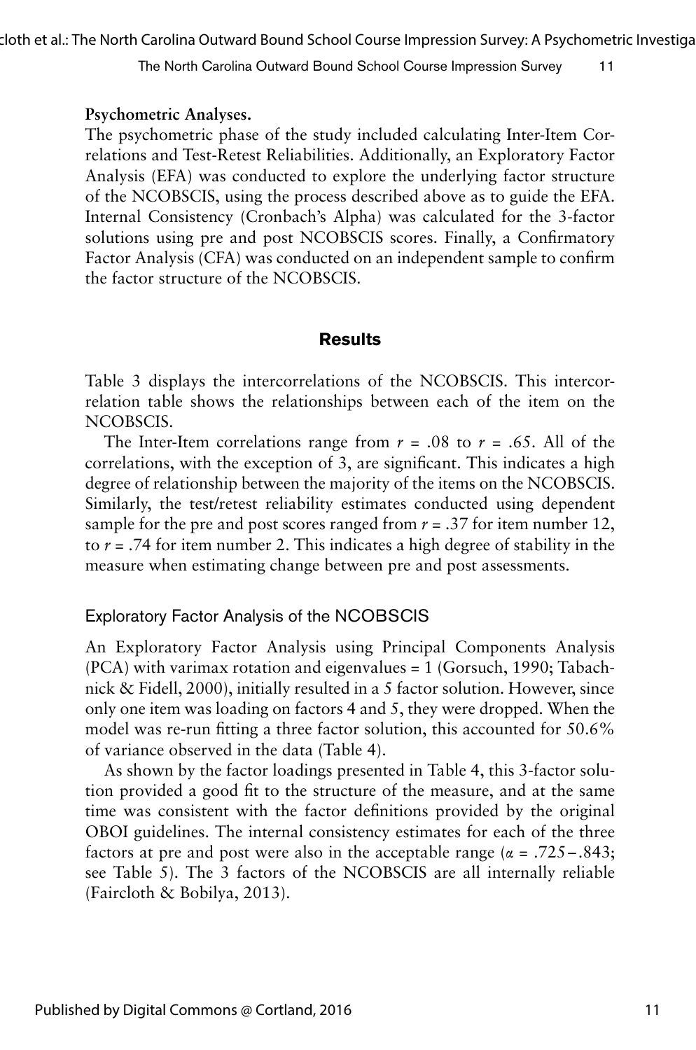**Psychometric Analyses.**

The psychometric phase of the study included calculating Inter-Item Correlations and Test-Retest Reliabilities. Additionally, an Exploratory Factor Analysis (EFA) was conducted to explore the underlying factor structure of the NCOBSCIS, using the process described above as to guide the EFA. Internal Consistency (Cronbach's Alpha) was calculated for the 3-factor solutions using pre and post NCOBSCIS scores. Finally, a Confirmatory Factor Analysis (CFA) was conducted on an independent sample to confirm the factor structure of the NCOBSCIS.

## Results

Table 3 displays the intercorrelations of the NCOBSCIS. This intercorrelation table shows the relationships between each of the item on the NCOBSCIS.

The Inter-Item correlations range from $r$ = .08 to $r$ = .65. All of the correlations, with the exception of 3, are significant. This indicates a high degree of relationship between the majority of the items on the NCOBSCIS. Similarly, the test/retest reliability estimates conducted using dependent sample for the pre and post scores ranged from $r$ = .37 for item number 12, to $r$ = .74 for item number 2. This indicates a high degree of stability in the measure when estimating change between pre and post assessments.

### Exploratory Factor Analysis of the NCOBSCIS

An Exploratory Factor Analysis using Principal Components Analysis (PCA) with varimax rotation and eigenvalues = 1 (Gorsuch, 1990; Tabachnick & Fidell, 2000), initially resulted in a 5 factor solution. However, since only one item was loading on factors 4 and 5, they were dropped. When the model was re-run fitting a three factor solution, this accounted for 50.6% of variance observed in the data (Table 4).

As shown by the factor loadings presented in Table 4, this 3-factor solution provided a good fit to the structure of the measure, and at the same time was consistent with the factor definitions provided by the original OBOI guidelines. The internal consistency estimates for each of the three factors at pre and post were also in the acceptable range ($\alpha$ = .725 – .843; see Table 5). The 3 factors of the NCOBSCIS are all internally reliable (Faircloth & Bobilya, 2013).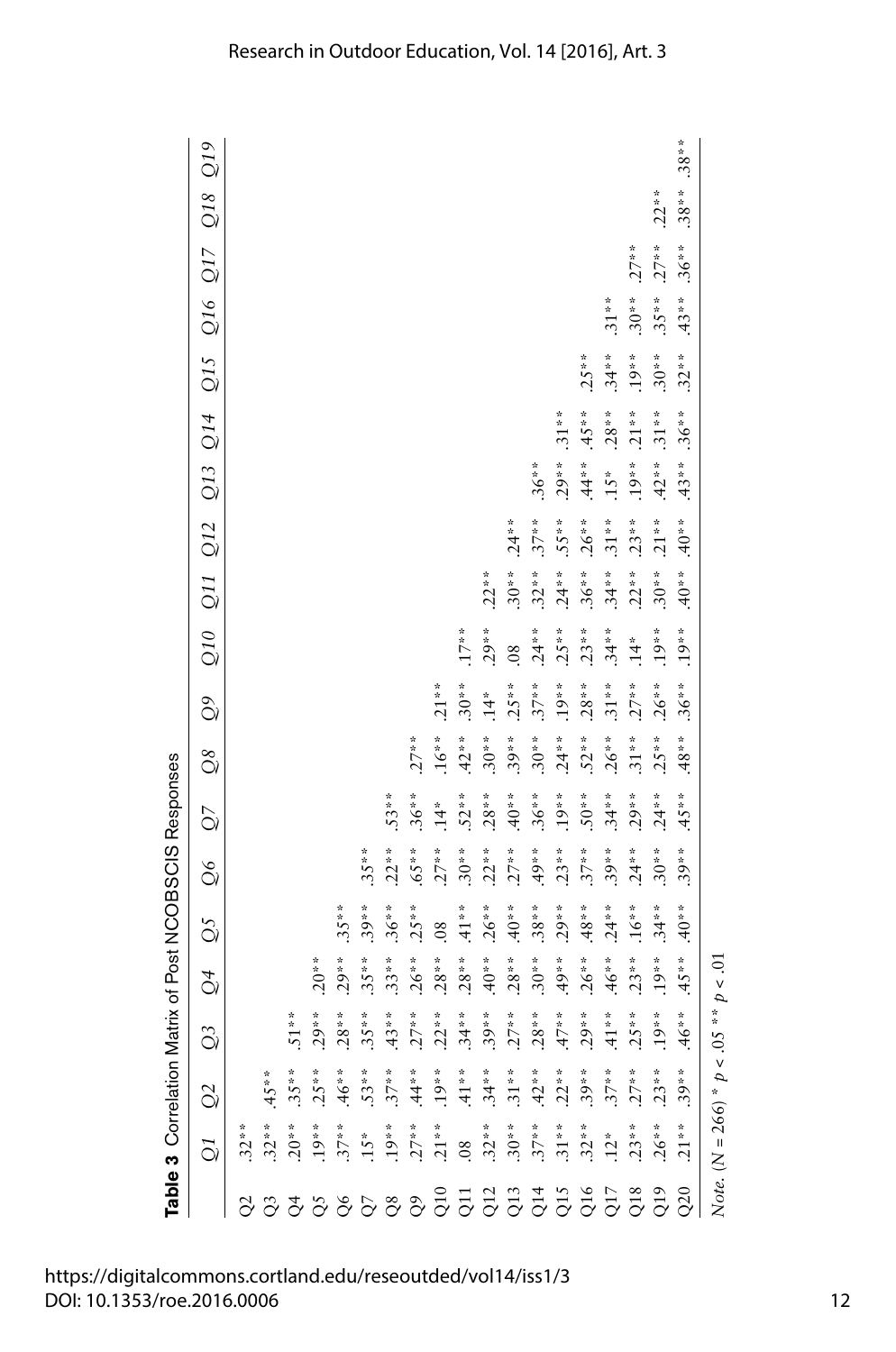**Table 3** Correlation Matrix of Post NCOBSCIS Responses

| | Q1 | Q2 | Q3 | Q4 | Q5 | Q6 | Q7 | Q8 | Q9 | Q10 | Q11 | Q12 | Q13 | Q14 | Q15 | Q16 | Q17 | Q18 | Q19 |
|---|---|---|---|---|---|---|---|---|---|---|---|---|---|---|---|---|---|---|---|
| Q2 | .32** | | | | | | | | | | | | | | | | | | |
| Q3 | .32** | .45** | | | | | | | | | | | | | | | | | |
| Q4 | .20** | .35** | .51** | | | | | | | | | | | | | | | | |
| Q5 | .19** | .25** | .29** | .20** | | | | | | | | | | | | | | | |
| Q6 | .37** | .46** | .28** | .29** | .35** | | | | | | | | | | | | | | |
| Q7 | .15* | .53** | .35** | .35** | .39** | .35** | | | | | | | | | | | | | |
| Q8 | .19** | .37** | .43** | .33** | .36** | .22** | .53** | | | | | | | | | | | | |
| Q9 | .27** | .44** | .27** | .26** | .25** | .65** | .36** | .27** | | | | | | | | | | | |
| Q10 | .21** | .19** | .22** | .28** | .08 | .27** | .14* | .16** | .21** | | | | | | | | | | |
| Q11 | .08 | .41** | .34** | .28** | .41** | .30** | .52** | .42** | .30** | .17** | | | | | | | | | |
| Q12 | .32** | .34** | .39** | .40** | .26** | .22** | .28** | .30** | .14* | .29** | .22** | | | | | | | | |
| Q13 | .30** | .31** | .27** | .28** | .40** | .27** | .40** | .39** | .25** | .08 | .30** | .24** | | | | | | | |
| Q14 | .37** | .42** | .28** | .30** | .38** | .49** | .36** | .30** | .37** | .24** | .32** | .37** | .36** | | | | | | |
| Q15 | .31** | .22** | .47** | .49** | .29** | .23** | .19** | .24** | .19** | .25** | .24** | .55** | .29** | .31** | | | | | |
| Q16 | .32** | .39** | .29** | .26** | .48** | .37** | .50** | .52** | .28** | .23** | .36** | .26** | .44** | .45** | .25** | | | | |
| Q17 | .12* | .37** | .41** | .46** | .24** | .39** | .34** | .26** | .31** | .34** | .34** | .31** | .15* | .28** | .34** | .31** | | | |
| Q18 | .23** | .27** | .25** | .23** | .16** | .24** | .29** | .31** | .27** | .14* | .22** | .23** | .19** | .21** | .19** | .30** | .27** | | |
| Q19 | .26** | .23** | .19** | .19** | .34** | .30** | .24** | .25** | .26** | .19** | .30** | .21** | .42** | .31** | .30** | .35** | .27** | .22** | |
| Q20 | .21** | .39** | .46** | .45** | .40** | .39** | .45** | .48** | .36** | .19** | .40** | .40** | .43** | .36** | .32** | .43** | .36** | .38** | .38** |

*Note.* ($N$ = 266) * $p < .05$ ** $p < .01$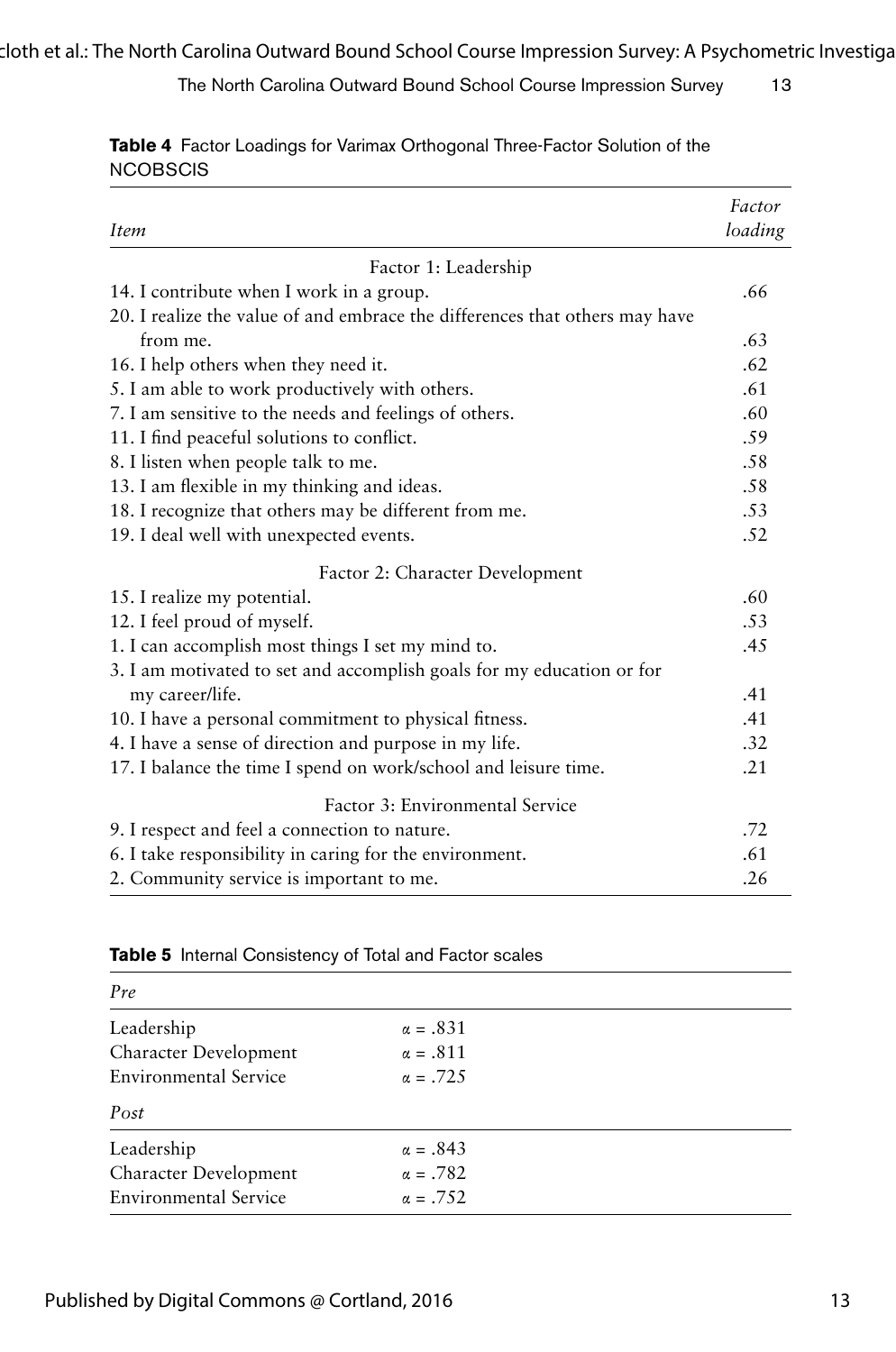**Table 4** Factor Loadings for Varimax Orthogonal Three-Factor Solution of the NCOBSCIS

| *Item* | *Factor loading* |
|---|---|
| Factor 1: Leadership | |
| 14. I contribute when I work in a group. | .66 |
| 20. I realize the value of and embrace the differences that others may have from me. | .63 |
| 16. I help others when they need it. | .62 |
| 5. I am able to work productively with others. | .61 |
| 7. I am sensitive to the needs and feelings of others. | .60 |
| 11. I find peaceful solutions to conflict. | .59 |
| 8. I listen when people talk to me. | .58 |
| 13. I am flexible in my thinking and ideas. | .58 |
| 18. I recognize that others may be different from me. | .53 |
| 19. I deal well with unexpected events. | .52 |
| Factor 2: Character Development | |
| 15. I realize my potential. | .60 |
| 12. I feel proud of myself. | .53 |
| 1. I can accomplish most things I set my mind to. | .45 |
| 3. I am motivated to set and accomplish goals for my education or for my career/life. | .41 |
| 10. I have a personal commitment to physical fitness. | .41 |
| 4. I have a sense of direction and purpose in my life. | .32 |
| 17. I balance the time I spend on work/school and leisure time. | .21 |
| Factor 3: Environmental Service | |
| 9. I respect and feel a connection to nature. | .72 |
| 6. I take responsibility in caring for the environment. | .61 |
| 2. Community service is important to me. | .26 |

**Table 5** Internal Consistency of Total and Factor scales

| *Pre* | |
|---|---|
| Leadership | $\alpha = .831$ |
| Character Development | $\alpha = .811$ |
| Environmental Service | $\alpha = .725$ |
| *Post* | |
| Leadership | $\alpha = .843$ |
| Character Development | $\alpha = .782$ |
| Environmental Service | $\alpha = .752$ |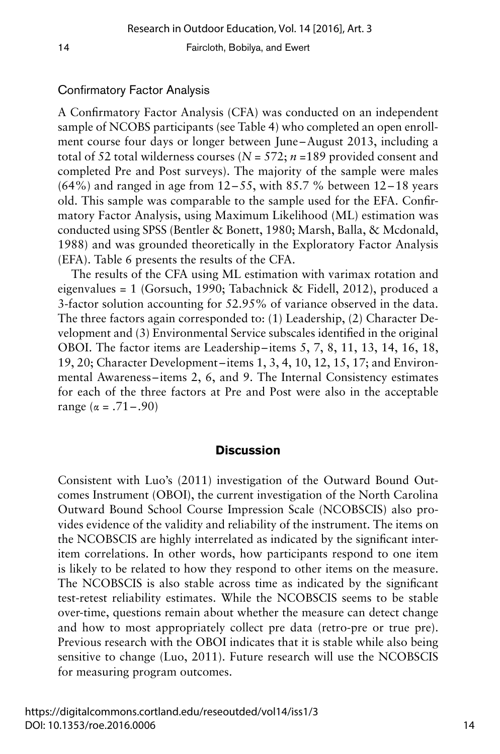### Confirmatory Factor Analysis

A Confirmatory Factor Analysis (CFA) was conducted on an independent sample of NCOBS participants (see Table 4) who completed an open enrollment course four days or longer between June–August 2013, including a total of 52 total wilderness courses ($N$ = 572; $n$ =189 provided consent and completed Pre and Post surveys). The majority of the sample were males (64%) and ranged in age from 12–55, with 85.7 % between 12–18 years old. This sample was comparable to the sample used for the EFA. Confirmatory Factor Analysis, using Maximum Likelihood (ML) estimation was conducted using SPSS (Bentler & Bonett, 1980; Marsh, Balla, & Mcdonald, 1988) and was grounded theoretically in the Exploratory Factor Analysis (EFA). Table 6 presents the results of the CFA.

The results of the CFA using ML estimation with varimax rotation and eigenvalues = 1 (Gorsuch, 1990; Tabachnick & Fidell, 2012), produced a 3-factor solution accounting for 52.95% of variance observed in the data. The three factors again corresponded to: (1) Leadership, (2) Character Development and (3) Environmental Service subscales identified in the original OBOI. The factor items are Leadership–items 5, 7, 8, 11, 13, 14, 16, 18, 19, 20; Character Development–items 1, 3, 4, 10, 12, 15, 17; and Environmental Awareness–items 2, 6, and 9. The Internal Consistency estimates for each of the three factors at Pre and Post were also in the acceptable range ($\alpha$ = .71–.90)

## Discussion

Consistent with Luo's (2011) investigation of the Outward Bound Outcomes Instrument (OBOI), the current investigation of the North Carolina Outward Bound School Course Impression Scale (NCOBSCIS) also provides evidence of the validity and reliability of the instrument. The items on the NCOBSCIS are highly interrelated as indicated by the significant inter-item correlations. In other words, how participants respond to one item is likely to be related to how they respond to other items on the measure. The NCOBSCIS is also stable across time as indicated by the significant test-retest reliability estimates. While the NCOBSCIS seems to be stable over-time, questions remain about whether the measure can detect change and how to most appropriately collect pre data (retro-pre or true pre). Previous research with the OBOI indicates that it is stable while also being sensitive to change (Luo, 2011). Future research will use the NCOBSCIS for measuring program outcomes.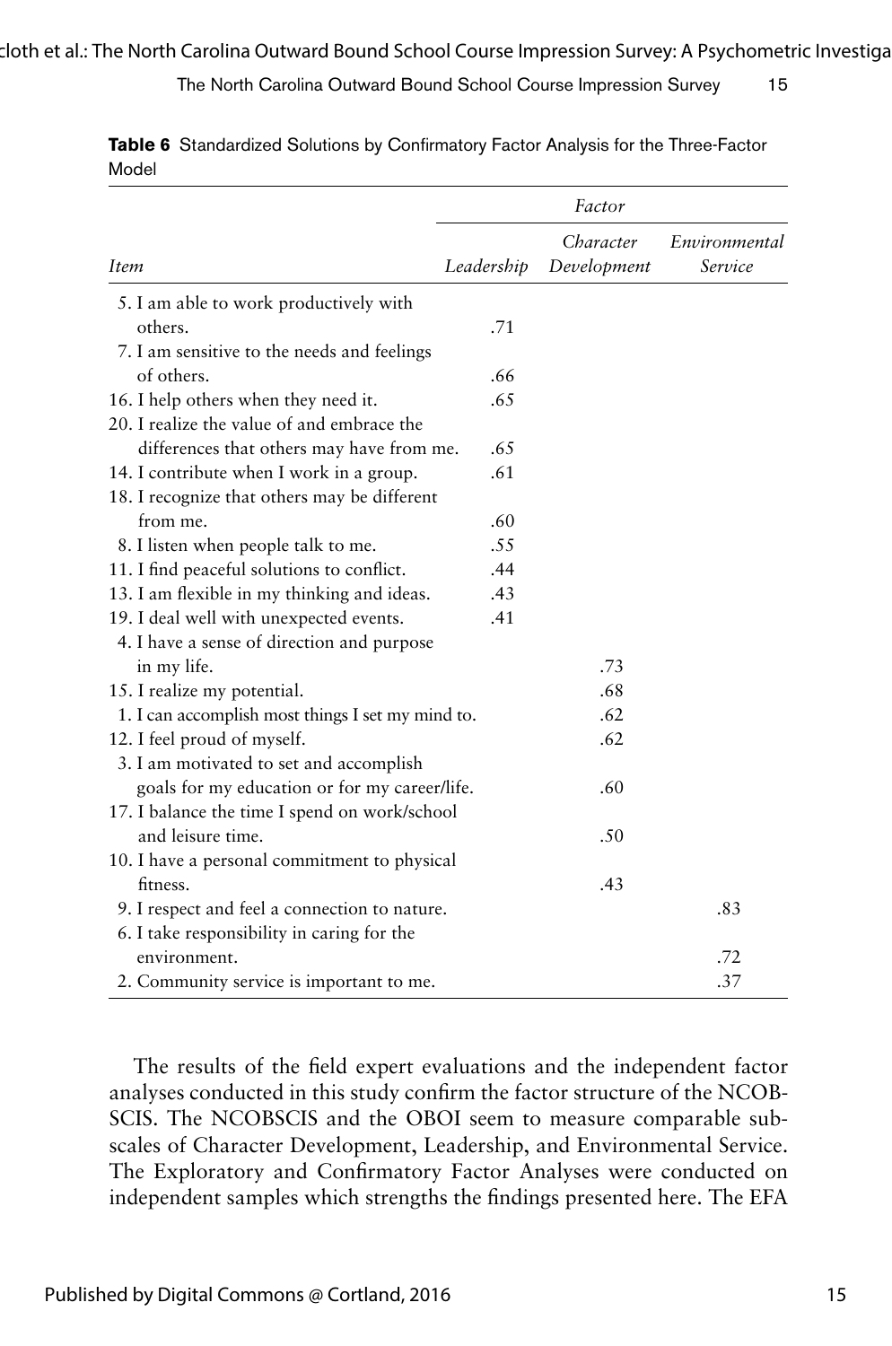**Table 6** Standardized Solutions by Confirmatory Factor Analysis for the Three-Factor Model

| | *Factor* | | |
|---|---|---|---|
| *Item* | *Leadership* | *Character Development* | *Environmental Service* |
| 5. I am able to work productively with others. | .71 | | |
| 7. I am sensitive to the needs and feelings of others. | .66 | | |
| 16. I help others when they need it. | .65 | | |
| 20. I realize the value of and embrace the differences that others may have from me. | .65 | | |
| 14. I contribute when I work in a group. | .61 | | |
| 18. I recognize that others may be different from me. | .60 | | |
| 8. I listen when people talk to me. | .55 | | |
| 11. I find peaceful solutions to conflict. | .44 | | |
| 13. I am flexible in my thinking and ideas. | .43 | | |
| 19. I deal well with unexpected events. | .41 | | |
| 4. I have a sense of direction and purpose in my life. | | .73 | |
| 15. I realize my potential. | | .68 | |
| 1. I can accomplish most things I set my mind to. | | .62 | |
| 12. I feel proud of myself. | | .62 | |
| 3. I am motivated to set and accomplish goals for my education or for my career/life. | | .60 | |
| 17. I balance the time I spend on work/school and leisure time. | | .50 | |
| 10. I have a personal commitment to physical fitness. | | .43 | |
| 9. I respect and feel a connection to nature. | | | .83 |
| 6. I take responsibility in caring for the environment. | | | .72 |
| 2. Community service is important to me. | | | .37 |

The results of the field expert evaluations and the independent factor analyses conducted in this study confirm the factor structure of the NCOBSCIS. The NCOBSCIS and the OBOI seem to measure comparable subscales of Character Development, Leadership, and Environmental Service. The Exploratory and Confirmatory Factor Analyses were conducted on independent samples which strengths the findings presented here. The EFA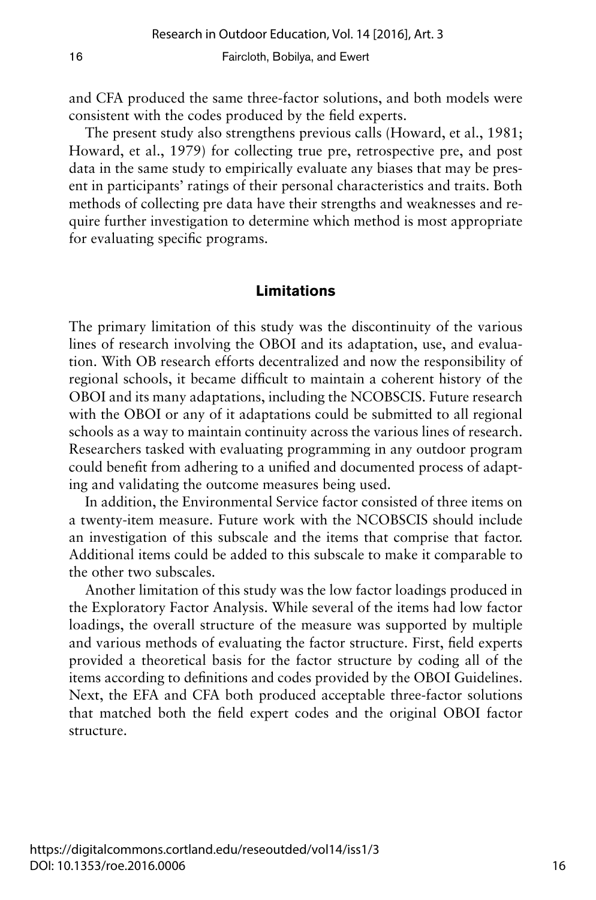and CFA produced the same three-factor solutions, and both models were consistent with the codes produced by the field experts.

The present study also strengthens previous calls (Howard, et al., 1981; Howard, et al., 1979) for collecting true pre, retrospective pre, and post data in the same study to empirically evaluate any biases that may be present in participants' ratings of their personal characteristics and traits. Both methods of collecting pre data have their strengths and weaknesses and require further investigation to determine which method is most appropriate for evaluating specific programs.

## Limitations

The primary limitation of this study was the discontinuity of the various lines of research involving the OBOI and its adaptation, use, and evaluation. With OB research efforts decentralized and now the responsibility of regional schools, it became difficult to maintain a coherent history of the OBOI and its many adaptations, including the NCOBSCIS. Future research with the OBOI or any of it adaptations could be submitted to all regional schools as a way to maintain continuity across the various lines of research. Researchers tasked with evaluating programming in any outdoor program could benefit from adhering to a unified and documented process of adapting and validating the outcome measures being used.

In addition, the Environmental Service factor consisted of three items on a twenty-item measure. Future work with the NCOBSCIS should include an investigation of this subscale and the items that comprise that factor. Additional items could be added to this subscale to make it comparable to the other two subscales.

Another limitation of this study was the low factor loadings produced in the Exploratory Factor Analysis. While several of the items had low factor loadings, the overall structure of the measure was supported by multiple and various methods of evaluating the factor structure. First, field experts provided a theoretical basis for the factor structure by coding all of the items according to definitions and codes provided by the OBOI Guidelines. Next, the EFA and CFA both produced acceptable three-factor solutions that matched both the field expert codes and the original OBOI factor structure.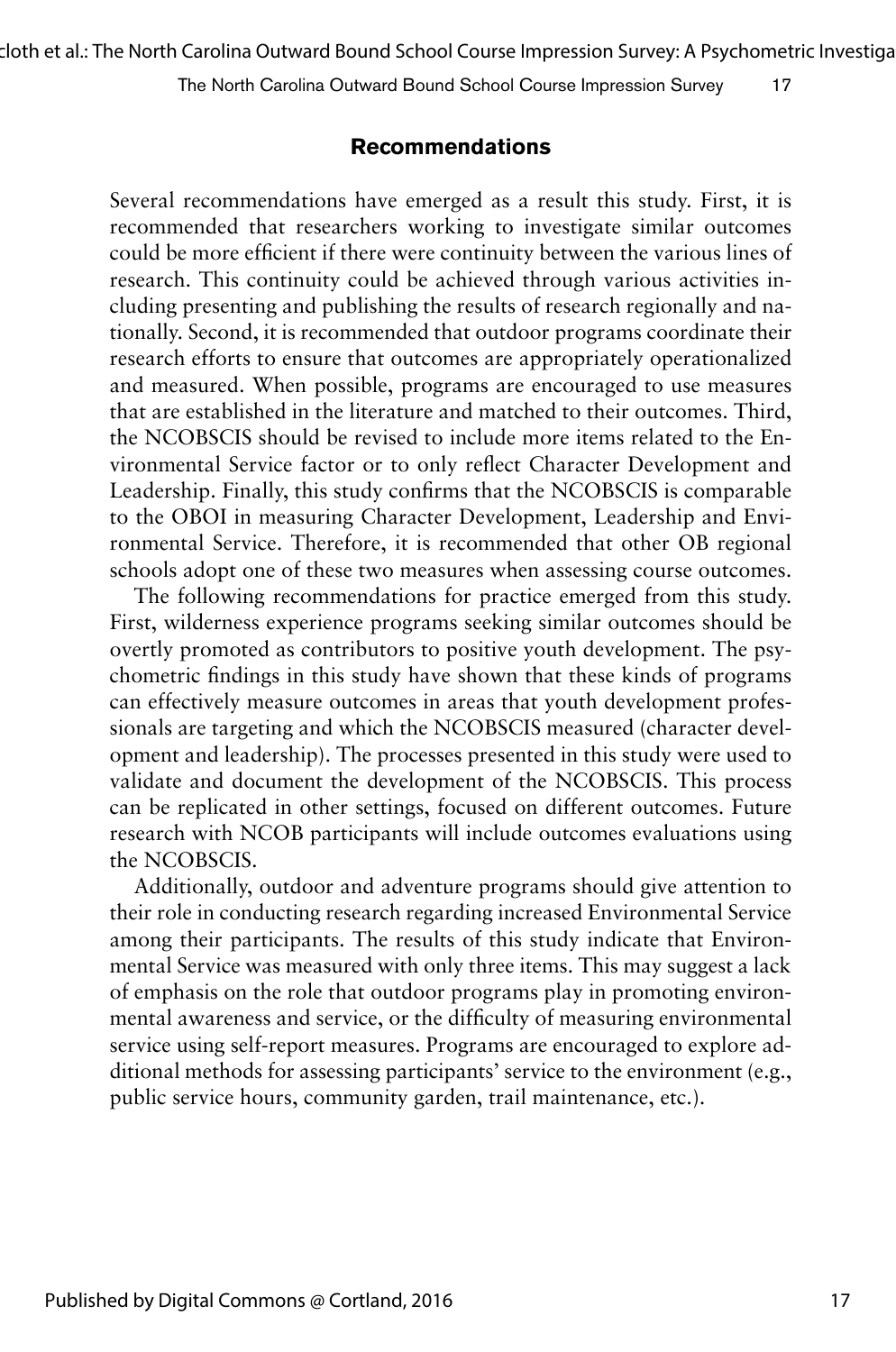## Recommendations

Several recommendations have emerged as a result this study. First, it is recommended that researchers working to investigate similar outcomes could be more efficient if there were continuity between the various lines of research. This continuity could be achieved through various activities including presenting and publishing the results of research regionally and nationally. Second, it is recommended that outdoor programs coordinate their research efforts to ensure that outcomes are appropriately operationalized and measured. When possible, programs are encouraged to use measures that are established in the literature and matched to their outcomes. Third, the NCOBSCIS should be revised to include more items related to the Environmental Service factor or to only reflect Character Development and Leadership. Finally, this study confirms that the NCOBSCIS is comparable to the OBOI in measuring Character Development, Leadership and Environmental Service. Therefore, it is recommended that other OB regional schools adopt one of these two measures when assessing course outcomes.

The following recommendations for practice emerged from this study. First, wilderness experience programs seeking similar outcomes should be overtly promoted as contributors to positive youth development. The psychometric findings in this study have shown that these kinds of programs can effectively measure outcomes in areas that youth development professionals are targeting and which the NCOBSCIS measured (character development and leadership). The processes presented in this study were used to validate and document the development of the NCOBSCIS. This process can be replicated in other settings, focused on different outcomes. Future research with NCOB participants will include outcomes evaluations using the NCOBSCIS.

Additionally, outdoor and adventure programs should give attention to their role in conducting research regarding increased Environmental Service among their participants. The results of this study indicate that Environmental Service was measured with only three items. This may suggest a lack of emphasis on the role that outdoor programs play in promoting environmental awareness and service, or the difficulty of measuring environmental service using self-report measures. Programs are encouraged to explore additional methods for assessing participants' service to the environment (e.g., public service hours, community garden, trail maintenance, etc.).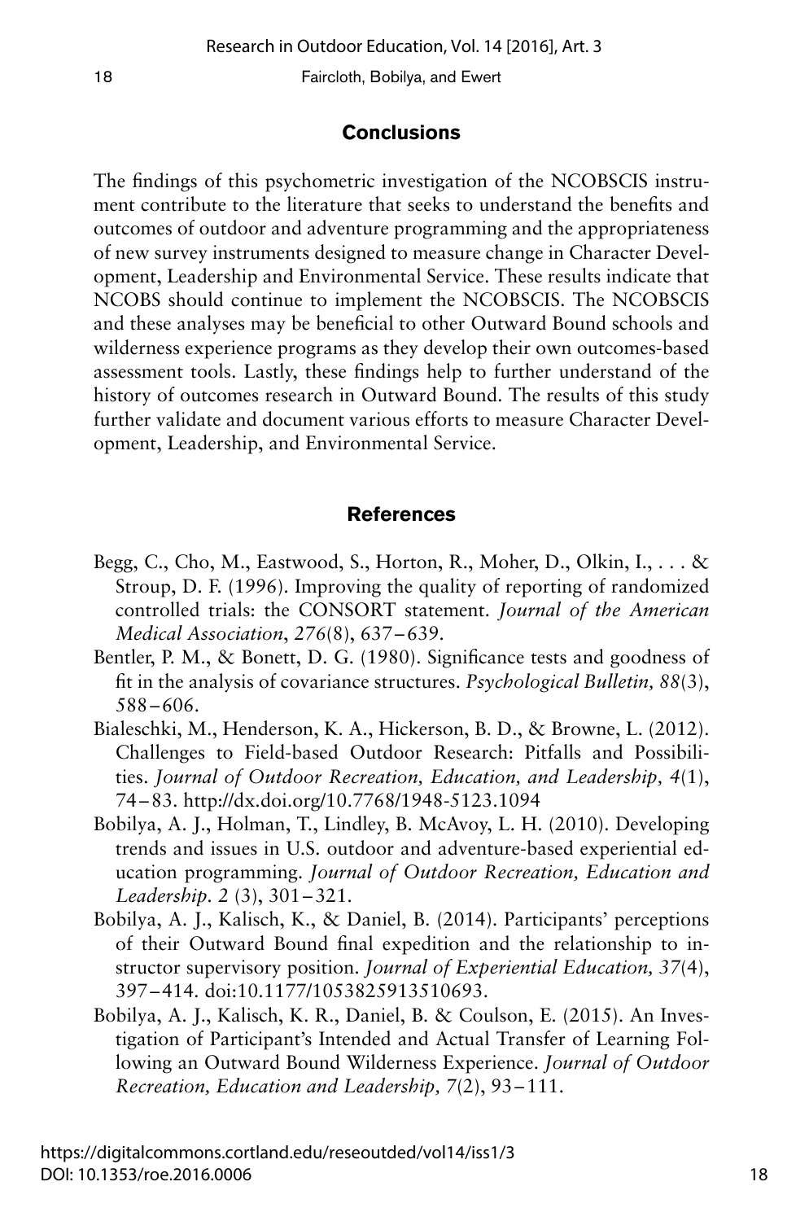## Conclusions

The findings of this psychometric investigation of the NCOBSCIS instrument contribute to the literature that seeks to understand the benefits and outcomes of outdoor and adventure programming and the appropriateness of new survey instruments designed to measure change in Character Development, Leadership and Environmental Service. These results indicate that NCOBS should continue to implement the NCOBSCIS. The NCOBSCIS and these analyses may be beneficial to other Outward Bound schools and wilderness experience programs as they develop their own outcomes-based assessment tools. Lastly, these findings help to further understand of the history of outcomes research in Outward Bound. The results of this study further validate and document various efforts to measure Character Development, Leadership, and Environmental Service.

## References

Begg, C., Cho, M., Eastwood, S., Horton, R., Moher, D., Olkin, I., . . . & Stroup, D. F. (1996). Improving the quality of reporting of randomized controlled trials: the CONSORT statement. *Journal of the American Medical Association*, *276*(8), 637–639.

Bentler, P. M., & Bonett, D. G. (1980). Significance tests and goodness of fit in the analysis of covariance structures. *Psychological Bulletin, 88*(3), 588–606.

Bialeschki, M., Henderson, K. A., Hickerson, B. D., & Browne, L. (2012). Challenges to Field-based Outdoor Research: Pitfalls and Possibilities. *Journal of Outdoor Recreation, Education, and Leadership, 4*(1), 74–83. http://dx.doi.org/10.7768/1948-5123.1094

Bobilya, A. J., Holman, T., Lindley, B. McAvoy, L. H. (2010). Developing trends and issues in U.S. outdoor and adventure-based experiential education programming. *Journal of Outdoor Recreation, Education and Leadership. 2* (3), 301–321.

Bobilya, A. J., Kalisch, K., & Daniel, B. (2014). Participants' perceptions of their Outward Bound final expedition and the relationship to instructor supervisory position. *Journal of Experiential Education, 37*(4), 397–414. doi:10.1177/1053825913510693.

Bobilya, A. J., Kalisch, K. R., Daniel, B. & Coulson, E. (2015). An Investigation of Participant's Intended and Actual Transfer of Learning Following an Outward Bound Wilderness Experience. *Journal of Outdoor Recreation, Education and Leadership, 7*(2), 93–111.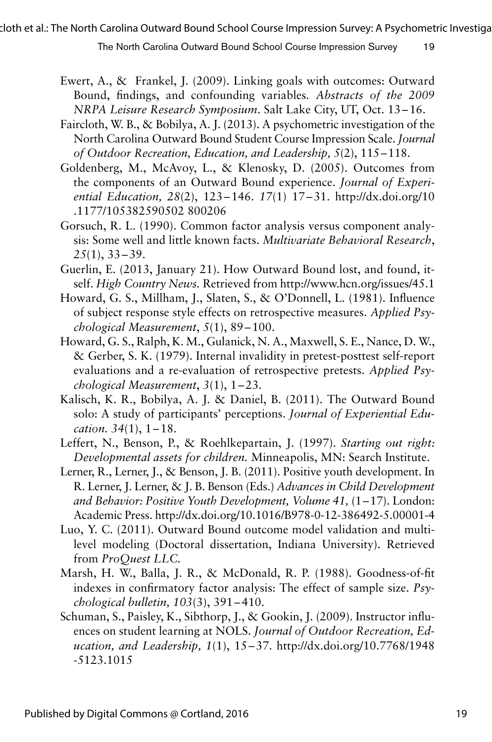Ewert, A., & Frankel, J. (2009). Linking goals with outcomes: Outward Bound, findings, and confounding variables. *Abstracts of the 2009 NRPA Leisure Research Symposium*. Salt Lake City, UT, Oct. 13–16.

Faircloth, W. B., & Bobilya, A. J. (2013). A psychometric investigation of the North Carolina Outward Bound Student Course Impression Scale. *Journal of Outdoor Recreation, Education, and Leadership, 5*(2), 115–118.

Goldenberg, M., McAvoy, L., & Klenosky, D. (2005). Outcomes from the components of an Outward Bound experience. *Journal of Experiential Education, 28*(2), 123–146. *17*(1) 17–31. http://dx.doi.org/10.1177/105382590502 800206

Gorsuch, R. L. (1990). Common factor analysis versus component analysis: Some well and little known facts. *Multivariate Behavioral Research*, *25*(1), 33–39.

Guerlin, E. (2013, January 21). How Outward Bound lost, and found, itself. *High Country News*. Retrieved from http://www.hcn.org/issues/45.1

Howard, G. S., Millham, J., Slaten, S., & O'Donnell, L. (1981). Influence of subject response style effects on retrospective measures. *Applied Psychological Measurement*, *5*(1), 89–100.

Howard, G. S., Ralph, K. M., Gulanick, N. A., Maxwell, S. E., Nance, D. W., & Gerber, S. K. (1979). Internal invalidity in pretest-posttest self-report evaluations and a re-evaluation of retrospective pretests. *Applied Psychological Measurement*, *3*(1), 1–23.

Kalisch, K. R., Bobilya, A. J. & Daniel, B. (2011). The Outward Bound solo: A study of participants' perceptions. *Journal of Experiential Education. 34*(1), 1–18.

Leffert, N., Benson, P., & Roehlkepartain, J. (1997). *Starting out right: Developmental assets for children.* Minneapolis, MN: Search Institute.

Lerner, R., Lerner, J., & Benson, J. B. (2011). Positive youth development. In R. Lerner, J. Lerner, & J. B. Benson (Eds.) *Advances in Child Development and Behavior: Positive Youth Development, Volume 41,* (1–17). London: Academic Press. http://dx.doi.org/10.1016/B978-0-12-386492-5.00001-4

Luo, Y. C. (2011). Outward Bound outcome model validation and multilevel modeling (Doctoral dissertation, Indiana University). Retrieved from *ProQuest LLC.*

Marsh, H. W., Balla, J. R., & McDonald, R. P. (1988). Goodness-of-fit indexes in confirmatory factor analysis: The effect of sample size. *Psychological bulletin, 103*(3), 391–410.

Schuman, S., Paisley, K., Sibthorp, J., & Gookin, J. (2009). Instructor influences on student learning at NOLS. *Journal of Outdoor Recreation, Education, and Leadership, 1*(1), 15–37. http://dx.doi.org/10.7768/1948-5123.1015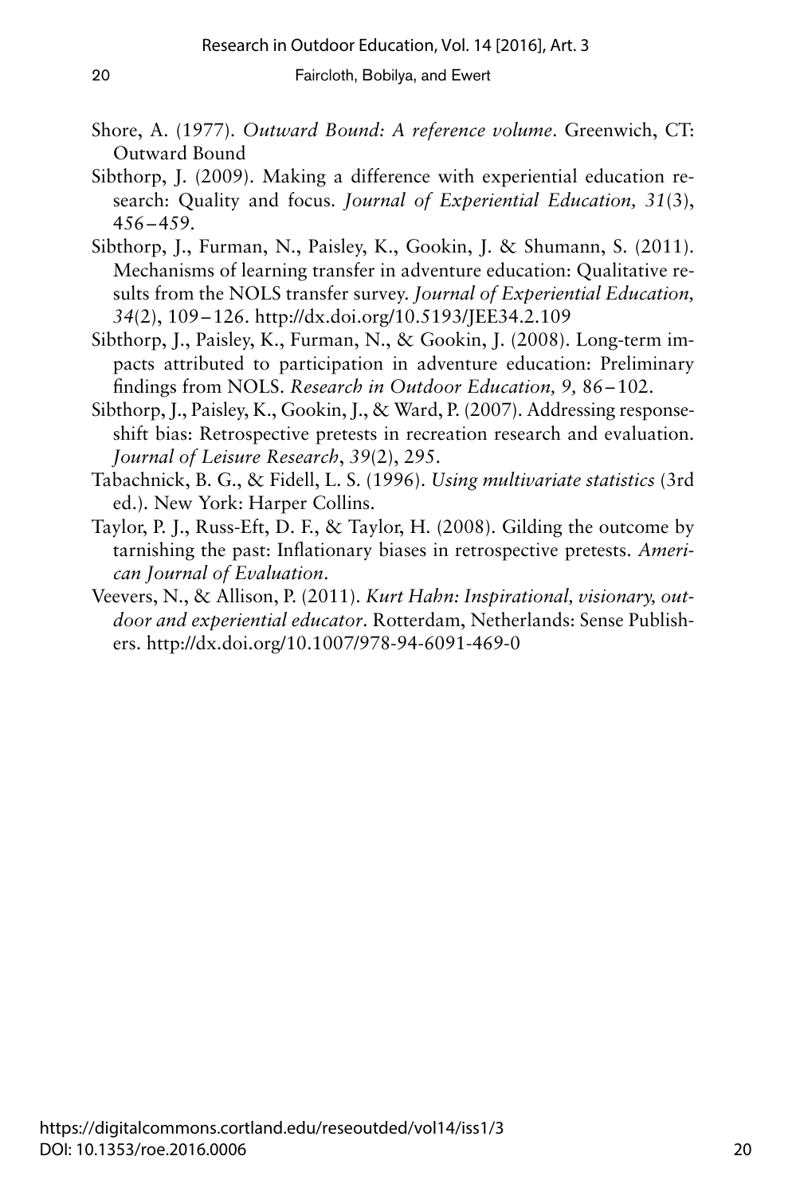Shore, A. (1977). *Outward Bound: A reference volume*. Greenwich, CT: Outward Bound

Sibthorp, J. (2009). Making a difference with experiential education research: Quality and focus. *Journal of Experiential Education, 31*(3), 456–459.

Sibthorp, J., Furman, N., Paisley, K., Gookin, J. & Shumann, S. (2011). Mechanisms of learning transfer in adventure education: Qualitative results from the NOLS transfer survey. *Journal of Experiential Education, 34*(2), 109–126. http://dx.doi.org/10.5193/JEE34.2.109

Sibthorp, J., Paisley, K., Furman, N., & Gookin, J. (2008). Long-term impacts attributed to participation in adventure education: Preliminary findings from NOLS. *Research in Outdoor Education, 9,* 86–102.

Sibthorp, J., Paisley, K., Gookin, J., & Ward, P. (2007). Addressing response-shift bias: Retrospective pretests in recreation research and evaluation. *Journal of Leisure Research*, *39*(2), 295.

Tabachnick, B. G., & Fidell, L. S. (1996). *Using multivariate statistics* (3rd ed.). New York: Harper Collins.

Taylor, P. J., Russ-Eft, D. F., & Taylor, H. (2008). Gilding the outcome by tarnishing the past: Inflationary biases in retrospective pretests. *American Journal of Evaluation*.

Veevers, N., & Allison, P. (2011). *Kurt Hahn: Inspirational, visionary, outdoor and experiential educator*. Rotterdam, Netherlands: Sense Publishers. http://dx.doi.org/10.1007/978-94-6091-469-0